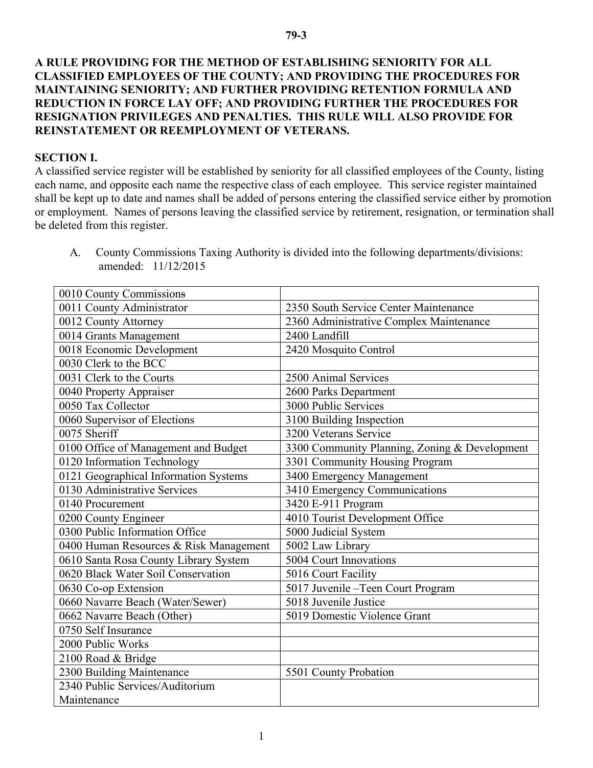79-3

**A RULE PROVIDING FOR THE METHOD OF ESTABLISHING SENIORITY FOR ALL CLASSIFIED EMPLOYEES OF THE COUNTY; AND PROVIDING THE PROCEDURES FOR MAINTAINING SENIORITY; AND FURTHER PROVIDING RETENTION FORMULA AND REDUCTION IN FORCE LAY OFF; AND PROVIDING FURTHER THE PROCEDURES FOR RESIGNATION PRIVILEGES AND PENALTIES. THIS RULE WILL ALSO PROVIDE FOR REINSTATEMENT OR REEMPLOYMENT OF VETERANS.**

**SECTION I.**

A classified service register will be established by seniority for all classified employees of the County, listing each name, and opposite each name the respective class of each employee. This service register maintained shall be kept up to date and names shall be added of persons entering the classified service either by promotion or employment. Names of persons leaving the classified service by retirement, resignation, or termination shall be deleted from this register.

A. County Commissions Taxing Authority is divided into the following departments/divisions: amended: 11/12/2015

| | |
|---|---|
| 0010 County Commissions | |
| 0011 County Administrator | 2350 South Service Center Maintenance |
| 0012 County Attorney | 2360 Administrative Complex Maintenance |
| 0014 Grants Management | 2400 Landfill |
| 0018 Economic Development | 2420 Mosquito Control |
| 0030 Clerk to the BCC | |
| 0031 Clerk to the Courts | 2500 Animal Services |
| 0040 Property Appraiser | 2600 Parks Department |
| 0050 Tax Collector | 3000 Public Services |
| 0060 Supervisor of Elections | 3100 Building Inspection |
| 0075 Sheriff | 3200 Veterans Service |
| 0100 Office of Management and Budget | 3300 Community Planning, Zoning & Development |
| 0120 Information Technology | 3301 Community Housing Program |
| 0121 Geographical Information Systems | 3400 Emergency Management |
| 0130 Administrative Services | 3410 Emergency Communications |
| 0140 Procurement | 3420 E-911 Program |
| 0200 County Engineer | 4010 Tourist Development Office |
| 0300 Public Information Office | 5000 Judicial System |
| 0400 Human Resources & Risk Management | 5002 Law Library |
| 0610 Santa Rosa County Library System | 5004 Court Innovations |
| 0620 Black Water Soil Conservation | 5016 Court Facility |
| 0630 Co-op Extension | 5017 Juvenile –Teen Court Program |
| 0660 Navarre Beach (Water/Sewer) | 5018 Juvenile Justice |
| 0662 Navarre Beach (Other) | 5019 Domestic Violence Grant |
| 0750 Self Insurance | |
| 2000 Public Works | |
| 2100 Road & Bridge | |
| 2300 Building Maintenance | 5501 County Probation |
| 2340 Public Services/Auditorium Maintenance | |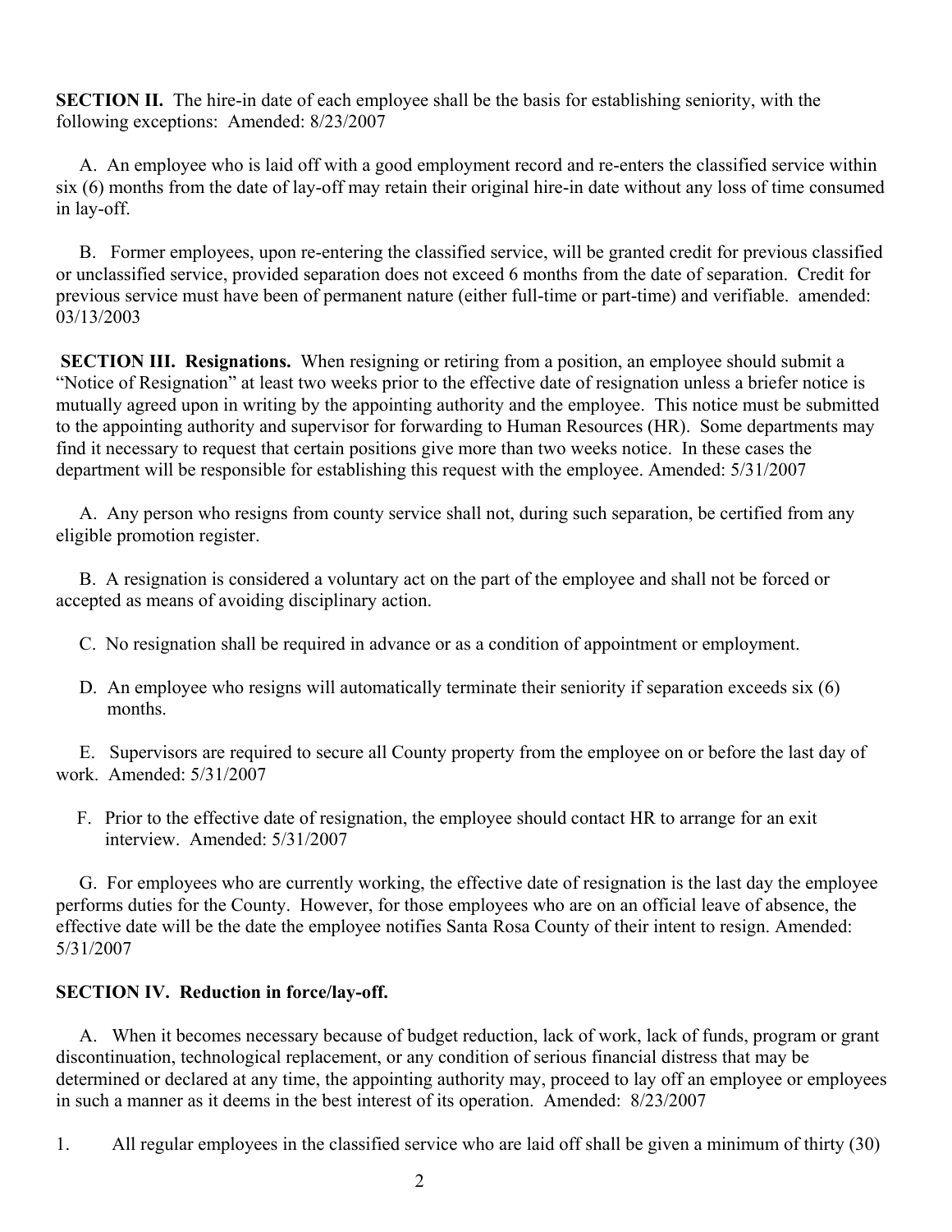**SECTION II.** The hire-in date of each employee shall be the basis for establishing seniority, with the following exceptions: Amended: 8/23/2007

A. An employee who is laid off with a good employment record and re-enters the classified service within six (6) months from the date of lay-off may retain their original hire-in date without any loss of time consumed in lay-off.

B. Former employees, upon re-entering the classified service, will be granted credit for previous classified or unclassified service, provided separation does not exceed 6 months from the date of separation. Credit for previous service must have been of permanent nature (either full-time or part-time) and verifiable. amended: 03/13/2003

**SECTION III. Resignations.** When resigning or retiring from a position, an employee should submit a "Notice of Resignation" at least two weeks prior to the effective date of resignation unless a briefer notice is mutually agreed upon in writing by the appointing authority and the employee. This notice must be submitted to the appointing authority and supervisor for forwarding to Human Resources (HR). Some departments may find it necessary to request that certain positions give more than two weeks notice. In these cases the department will be responsible for establishing this request with the employee. Amended: 5/31/2007

A. Any person who resigns from county service shall not, during such separation, be certified from any eligible promotion register.

B. A resignation is considered a voluntary act on the part of the employee and shall not be forced or accepted as means of avoiding disciplinary action.

C. No resignation shall be required in advance or as a condition of appointment or employment.

D. An employee who resigns will automatically terminate their seniority if separation exceeds six (6) months.

E. Supervisors are required to secure all County property from the employee on or before the last day of work. Amended: 5/31/2007

F. Prior to the effective date of resignation, the employee should contact HR to arrange for an exit interview. Amended: 5/31/2007

G. For employees who are currently working, the effective date of resignation is the last day the employee performs duties for the County. However, for those employees who are on an official leave of absence, the effective date will be the date the employee notifies Santa Rosa County of their intent to resign. Amended: 5/31/2007

**SECTION IV. Reduction in force/lay-off.**

A. When it becomes necessary because of budget reduction, lack of work, lack of funds, program or grant discontinuation, technological replacement, or any condition of serious financial distress that may be determined or declared at any time, the appointing authority may, proceed to lay off an employee or employees in such a manner as it deems in the best interest of its operation. Amended: 8/23/2007

1. All regular employees in the classified service who are laid off shall be given a minimum of thirty (30)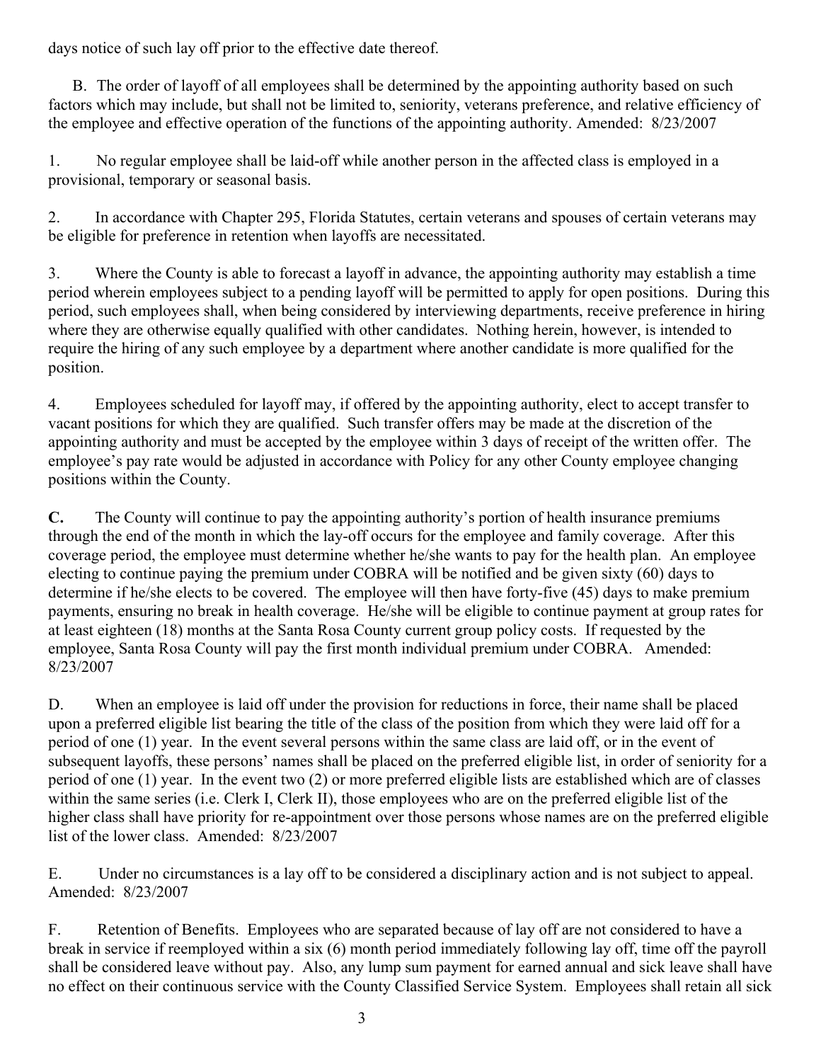days notice of such lay off prior to the effective date thereof.

B. The order of layoff of all employees shall be determined by the appointing authority based on such factors which may include, but shall not be limited to, seniority, veterans preference, and relative efficiency of the employee and effective operation of the functions of the appointing authority. Amended: 8/23/2007

1. No regular employee shall be laid-off while another person in the affected class is employed in a provisional, temporary or seasonal basis.

2. In accordance with Chapter 295, Florida Statutes, certain veterans and spouses of certain veterans may be eligible for preference in retention when layoffs are necessitated.

3. Where the County is able to forecast a layoff in advance, the appointing authority may establish a time period wherein employees subject to a pending layoff will be permitted to apply for open positions. During this period, such employees shall, when being considered by interviewing departments, receive preference in hiring where they are otherwise equally qualified with other candidates. Nothing herein, however, is intended to require the hiring of any such employee by a department where another candidate is more qualified for the position.

4. Employees scheduled for layoff may, if offered by the appointing authority, elect to accept transfer to vacant positions for which they are qualified. Such transfer offers may be made at the discretion of the appointing authority and must be accepted by the employee within 3 days of receipt of the written offer. The employee's pay rate would be adjusted in accordance with Policy for any other County employee changing positions within the County.

**C.** The County will continue to pay the appointing authority's portion of health insurance premiums through the end of the month in which the lay-off occurs for the employee and family coverage. After this coverage period, the employee must determine whether he/she wants to pay for the health plan. An employee electing to continue paying the premium under COBRA will be notified and be given sixty (60) days to determine if he/she elects to be covered. The employee will then have forty-five (45) days to make premium payments, ensuring no break in health coverage. He/she will be eligible to continue payment at group rates for at least eighteen (18) months at the Santa Rosa County current group policy costs. If requested by the employee, Santa Rosa County will pay the first month individual premium under COBRA. Amended: 8/23/2007

D. When an employee is laid off under the provision for reductions in force, their name shall be placed upon a preferred eligible list bearing the title of the class of the position from which they were laid off for a period of one (1) year. In the event several persons within the same class are laid off, or in the event of subsequent layoffs, these persons' names shall be placed on the preferred eligible list, in order of seniority for a period of one (1) year. In the event two (2) or more preferred eligible lists are established which are of classes within the same series (i.e. Clerk I, Clerk II), those employees who are on the preferred eligible list of the higher class shall have priority for re-appointment over those persons whose names are on the preferred eligible list of the lower class. Amended: 8/23/2007

E. Under no circumstances is a lay off to be considered a disciplinary action and is not subject to appeal. Amended: 8/23/2007

F. Retention of Benefits. Employees who are separated because of lay off are not considered to have a break in service if reemployed within a six (6) month period immediately following lay off, time off the payroll shall be considered leave without pay. Also, any lump sum payment for earned annual and sick leave shall have no effect on their continuous service with the County Classified Service System. Employees shall retain all sick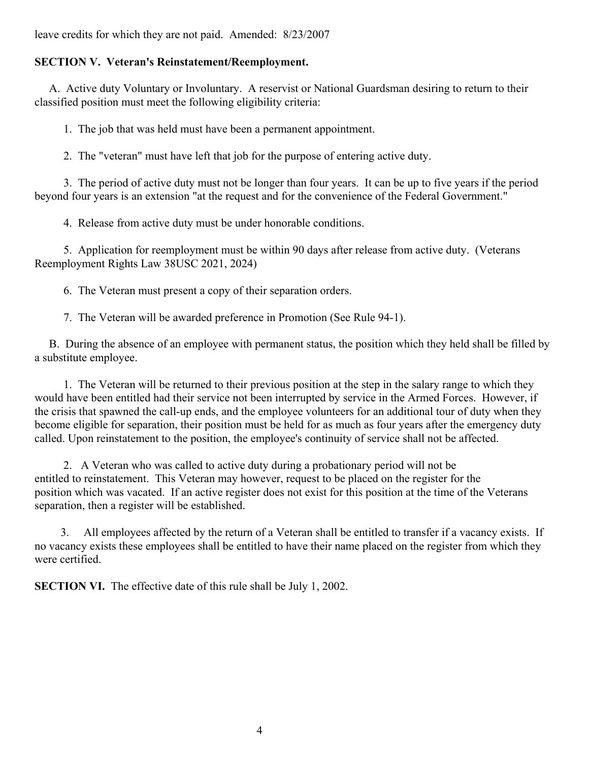leave credits for which they are not paid. Amended: 8/23/2007

**SECTION V. Veteran's Reinstatement/Reemployment.**

A. Active duty Voluntary or Involuntary. A reservist or National Guardsman desiring to return to their classified position must meet the following eligibility criteria:

1. The job that was held must have been a permanent appointment.

2. The "veteran" must have left that job for the purpose of entering active duty.

3. The period of active duty must not be longer than four years. It can be up to five years if the period beyond four years is an extension "at the request and for the convenience of the Federal Government."

4. Release from active duty must be under honorable conditions.

5. Application for reemployment must be within 90 days after release from active duty. (Veterans Reemployment Rights Law 38USC 2021, 2024)

6. The Veteran must present a copy of their separation orders.

7. The Veteran will be awarded preference in Promotion (See Rule 94-1).

B. During the absence of an employee with permanent status, the position which they held shall be filled by a substitute employee.

1. The Veteran will be returned to their previous position at the step in the salary range to which they would have been entitled had their service not been interrupted by service in the Armed Forces. However, if the crisis that spawned the call-up ends, and the employee volunteers for an additional tour of duty when they become eligible for separation, their position must be held for as much as four years after the emergency duty called. Upon reinstatement to the position, the employee's continuity of service shall not be affected.

2. A Veteran who was called to active duty during a probationary period will not be entitled to reinstatement. This Veteran may however, request to be placed on the register for the position which was vacated. If an active register does not exist for this position at the time of the Veterans separation, then a register will be established.

3. All employees affected by the return of a Veteran shall be entitled to transfer if a vacancy exists. If no vacancy exists these employees shall be entitled to have their name placed on the register from which they were certified.

**SECTION VI.** The effective date of this rule shall be July 1, 2002.